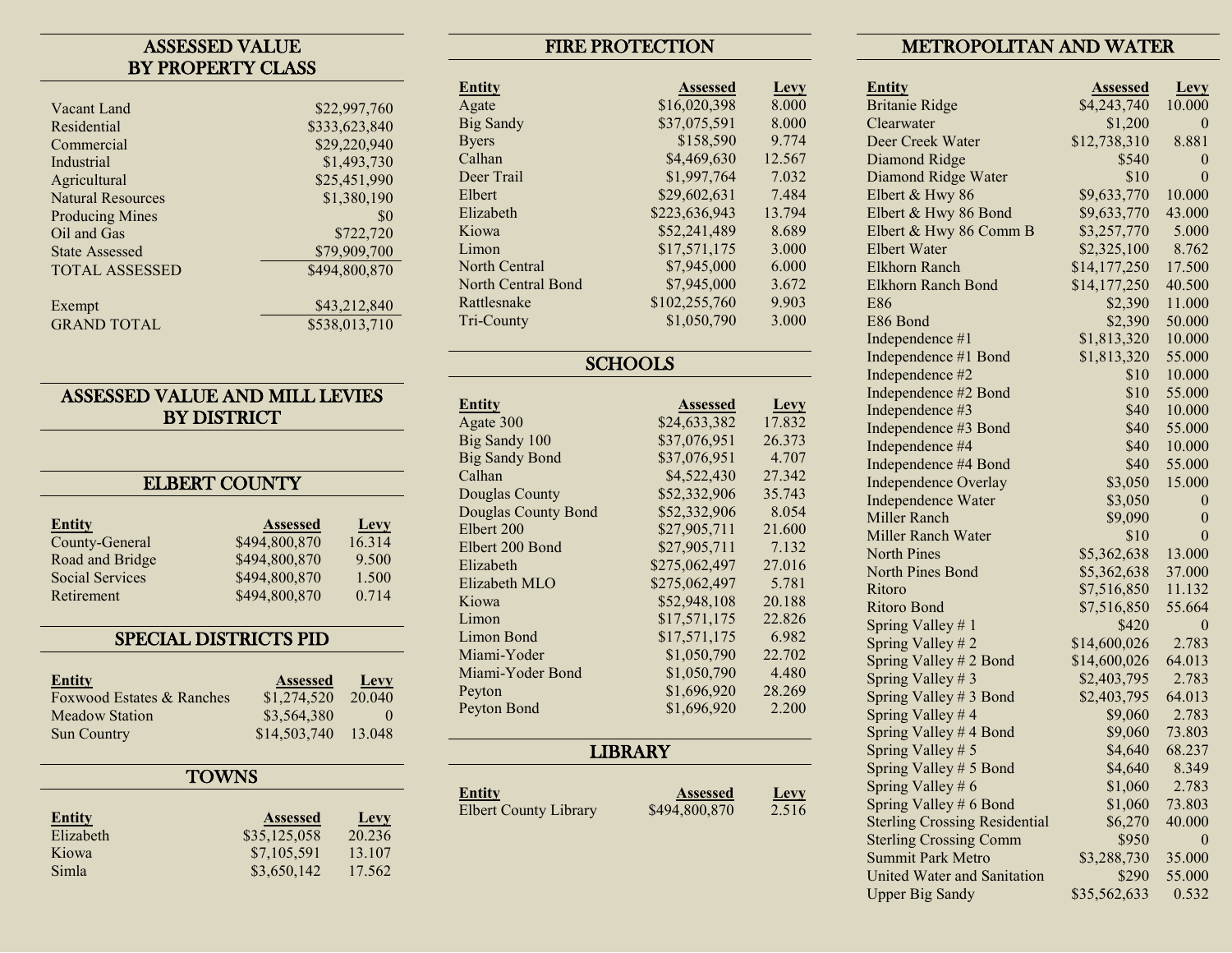## ASSESSED VALUE BY PROPERTY CLASS

| | |
|---|---|
| Vacant Land | $22,997,760 |
| Residential | $333,623,840 |
| Commercial | $29,220,940 |
| Industrial | $1,493,730 |
| Agricultural | $25,451,990 |
| Natural Resources | $1,380,190 |
| Producing Mines | $0 |
| Oil and Gas | $722,720 |
| State Assessed | $79,909,700 |
| TOTAL ASSESSED | $494,800,870 |
| Exempt | $43,212,840 |
| GRAND TOTAL | $538,013,710 |

## ASSESSED VALUE AND MILL LEVIES BY DISTRICT

### ELBERT COUNTY

| Entity | Assessed | Levy |
|---|---|---|
| County-General | $494,800,870 | 16.314 |
| Road and Bridge | $494,800,870 | 9.500 |
| Social Services | $494,800,870 | 1.500 |
| Retirement | $494,800,870 | 0.714 |

### SPECIAL DISTRICTS PID

| Entity | Assessed | Levy |
|---|---|---|
| Foxwood Estates & Ranches | $1,274,520 | 20.040 |
| Meadow Station | $3,564,380 | 0 |
| Sun Country | $14,503,740 | 13.048 |

### TOWNS

| Entity | Assessed | Levy |
|---|---|---|
| Elizabeth | $35,125,058 | 20.236 |
| Kiowa | $7,105,591 | 13.107 |
| Simla | $3,650,142 | 17.562 |

### FIRE PROTECTION

| Entity | Assessed | Levy |
|---|---|---|
| Agate | $16,020,398 | 8.000 |
| Big Sandy | $37,075,591 | 8.000 |
| Byers | $158,590 | 9.774 |
| Calhan | $4,469,630 | 12.567 |
| Deer Trail | $1,997,764 | 7.032 |
| Elbert | $29,602,631 | 7.484 |
| Elizabeth | $223,636,943 | 13.794 |
| Kiowa | $52,241,489 | 8.689 |
| Limon | $17,571,175 | 3.000 |
| North Central | $7,945,000 | 6.000 |
| North Central Bond | $7,945,000 | 3.672 |
| Rattlesnake | $102,255,760 | 9.903 |
| Tri-County | $1,050,790 | 3.000 |

### SCHOOLS

| Entity | Assessed | Levy |
|---|---|---|
| Agate 300 | $24,633,382 | 17.832 |
| Big Sandy 100 | $37,076,951 | 26.373 |
| Big Sandy Bond | $37,076,951 | 4.707 |
| Calhan | $4,522,430 | 27.342 |
| Douglas County | $52,332,906 | 35.743 |
| Douglas County Bond | $52,332,906 | 8.054 |
| Elbert 200 | $27,905,711 | 21.600 |
| Elbert 200 Bond | $27,905,711 | 7.132 |
| Elizabeth | $275,062,497 | 27.016 |
| Elizabeth MLO | $275,062,497 | 5.781 |
| Kiowa | $52,948,108 | 20.188 |
| Limon | $17,571,175 | 22.826 |
| Limon Bond | $17,571,175 | 6.982 |
| Miami-Yoder | $1,050,790 | 22.702 |
| Miami-Yoder Bond | $1,050,790 | 4.480 |
| Peyton | $1,696,920 | 28.269 |
| Peyton Bond | $1,696,920 | 2.200 |

### LIBRARY

| Entity | Assessed | Levy |
|---|---|---|
| Elbert County Library | $494,800,870 | 2.516 |

### METROPOLITAN AND WATER

| Entity | Assessed | Levy |
|---|---|---|
| Britanie Ridge | $4,243,740 | 10.000 |
| Clearwater | $1,200 | 0 |
| Deer Creek Water | $12,738,310 | 8.881 |
| Diamond Ridge | $540 | 0 |
| Diamond Ridge Water | $10 | 0 |
| Elbert & Hwy 86 | $9,633,770 | 10.000 |
| Elbert & Hwy 86 Bond | $9,633,770 | 43.000 |
| Elbert & Hwy 86 Comm B | $3,257,770 | 5.000 |
| Elbert Water | $2,325,100 | 8.762 |
| Elkhorn Ranch | $14,177,250 | 17.500 |
| Elkhorn Ranch Bond | $14,177,250 | 40.500 |
| E86 | $2,390 | 11.000 |
| E86 Bond | $2,390 | 50.000 |
| Independence #1 | $1,813,320 | 10.000 |
| Independence #1 Bond | $1,813,320 | 55.000 |
| Independence #2 | $10 | 10.000 |
| Independence #2 Bond | $10 | 55.000 |
| Independence #3 | $40 | 10.000 |
| Independence #3 Bond | $40 | 55.000 |
| Independence #4 | $40 | 10.000 |
| Independence #4 Bond | $40 | 55.000 |
| Independence Overlay | $3,050 | 15.000 |
| Independence Water | $3,050 | 0 |
| Miller Ranch | $9,090 | 0 |
| Miller Ranch Water | $10 | 0 |
| North Pines | $5,362,638 | 13.000 |
| North Pines Bond | $5,362,638 | 37.000 |
| Ritoro | $7,516,850 | 11.132 |
| Ritoro Bond | $7,516,850 | 55.664 |
| Spring Valley # 1 | $420 | 0 |
| Spring Valley # 2 | $14,600,026 | 2.783 |
| Spring Valley # 2 Bond | $14,600,026 | 64.013 |
| Spring Valley # 3 | $2,403,795 | 2.783 |
| Spring Valley # 3 Bond | $2,403,795 | 64.013 |
| Spring Valley # 4 | $9,060 | 2.783 |
| Spring Valley # 4 Bond | $9,060 | 73.803 |
| Spring Valley # 5 | $4,640 | 68.237 |
| Spring Valley # 5 Bond | $4,640 | 8.349 |
| Spring Valley # 6 | $1,060 | 2.783 |
| Spring Valley # 6 Bond | $1,060 | 73.803 |
| Sterling Crossing Residential | $6,270 | 40.000 |
| Sterling Crossing Comm | $950 | 0 |
| Summit Park Metro | $3,288,730 | 35.000 |
| United Water and Sanitation | $290 | 55.000 |
| Upper Big Sandy | $35,562,633 | 0.532 |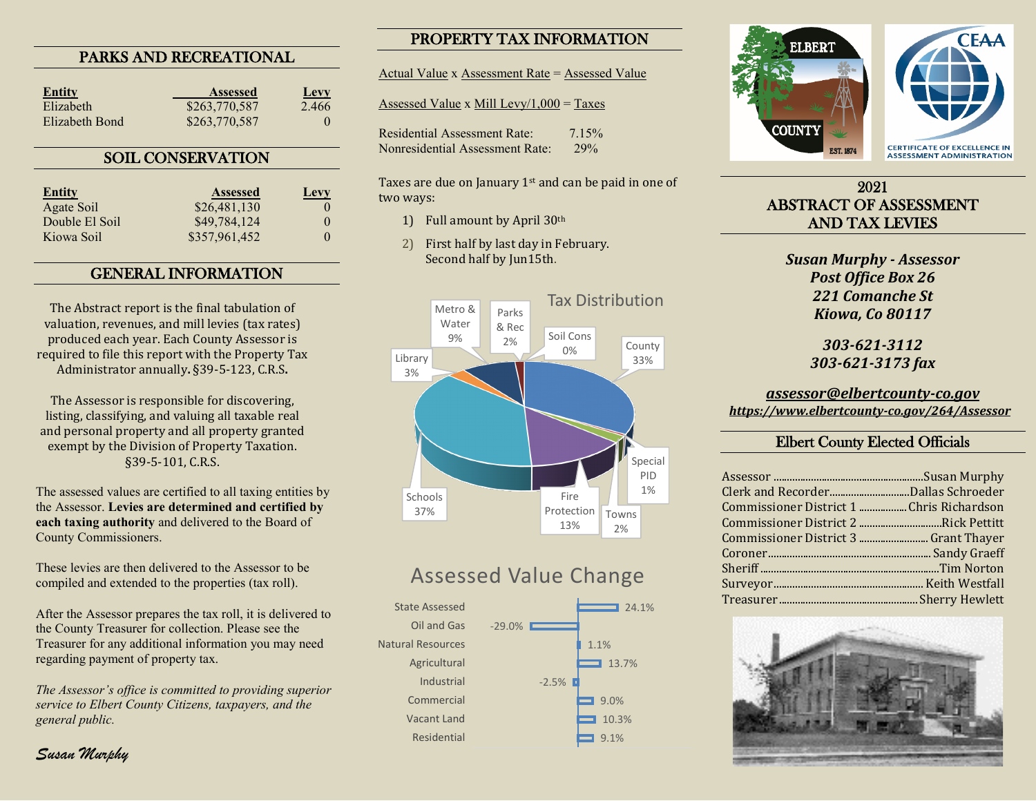## PARKS AND RECREATIONAL

| Entity | Assessed | Levy |
|---|---|---|
| Elizabeth | $263,770,587 | 2.466 |
| Elizabeth Bond | $263,770,587 | 0 |

## SOIL CONSERVATION

| Entity | Assessed | Levy |
|---|---|---|
| Agate Soil | $26,481,130 | 0 |
| Double El Soil | $49,784,124 | 0 |
| Kiowa Soil | $357,961,452 | 0 |

## GENERAL INFORMATION

The Abstract report is the final tabulation of valuation, revenues, and mill levies (tax rates) produced each year. Each County Assessor is required to file this report with the Property Tax Administrator annually. §39-5-123, C.R.S.

The Assessor is responsible for discovering, listing, classifying, and valuing all taxable real and personal property and all property granted exempt by the Division of Property Taxation. §39-5-101, C.R.S.

The assessed values are certified to all taxing entities by the Assessor. **Levies are determined and certified by each taxing authority** and delivered to the Board of County Commissioners.

These levies are then delivered to the Assessor to be compiled and extended to the properties (tax roll).

After the Assessor prepares the tax roll, it is delivered to the County Treasurer for collection. Please see the Treasurer for any additional information you may need regarding payment of property tax.

*The Assessor's office is committed to providing superior service to Elbert County Citizens, taxpayers, and the general public.*

*Susan Murphy*

## PROPERTY TAX INFORMATION

Actual Value x Assessment Rate = Assessed Value

Assessed Value x Mill Levy/1,000 = Taxes

Residential Assessment Rate: 7.15%
Nonresidential Assessment Rate: 29%

Taxes are due on January 1st and can be paid in one of two ways:

1) Full amount by April 30th
2) First half by last day in February. Second half by Jun15th.

Tax Distribution

Metro & Water 9%
Parks & Rec 2%
Soil Cons 0%
County 33%
Library 3%
Special PID 1%
Schools 37%
Fire Protection 13%
Towns 2%

Assessed Value Change

State Assessed 24.1%
Oil and Gas -29.0%
Natural Resources 1.1%
Agricultural 13.7%
Industrial -2.5%
Commercial 9.0%
Vacant Land 10.3%
Residential 9.1%

ELBERT COUNTY EST. 1874

CEAA CERTIFICATE OF EXCELLENCE IN ASSESSMENT ADMINISTRATION

## 2021 ABSTRACT OF ASSESSMENT AND TAX LEVIES

***Susan Murphy - Assessor***
***Post Office Box 26***
***221 Comanche St***
***Kiowa, Co 80117***

***303-621-3112***
***303-621-3173 fax***

***assessor@elbertcounty-co.gov***
***https://www.elbertcounty-co.gov/264/Assessor***

## Elbert County Elected Officials

| | |
|---|---|
| Assessor | Susan Murphy |
| Clerk and Recorder | Dallas Schroeder |
| Commissioner District 1 | Chris Richardson |
| Commissioner District 2 | Rick Pettitt |
| Commissioner District 3 | Grant Thayer |
| Coroner | Sandy Graeff |
| Sheriff | Tim Norton |
| Surveyor | Keith Westfall |
| Treasurer | Sherry Hewlett |